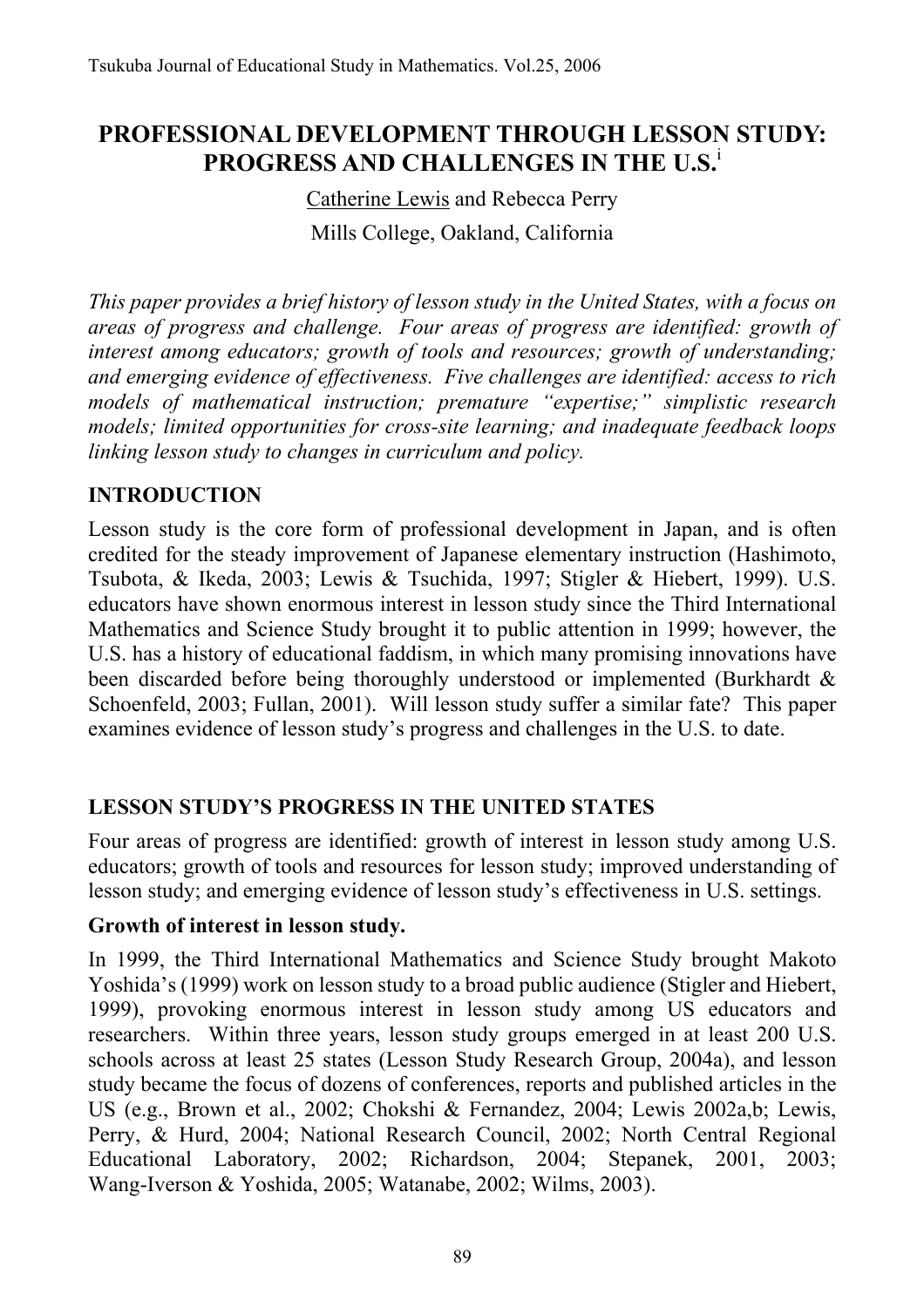# PROFESSIONAL DEVELOPMENT THROUGH LESSON STUDY: PROGRESS AND CHALLENGES IN THE U.S.[i]

Catherine Lewis and Rebecca Perry

Mills College, Oakland, California

*This paper provides a brief history of lesson study in the United States, with a focus on areas of progress and challenge. Four areas of progress are identified: growth of interest among educators; growth of tools and resources; growth of understanding; and emerging evidence of effectiveness. Five challenges are identified: access to rich models of mathematical instruction; premature "expertise;" simplistic research models; limited opportunities for cross-site learning; and inadequate feedback loops linking lesson study to changes in curriculum and policy.*

## INTRODUCTION

Lesson study is the core form of professional development in Japan, and is often credited for the steady improvement of Japanese elementary instruction (Hashimoto, Tsubota, & Ikeda, 2003; Lewis & Tsuchida, 1997; Stigler & Hiebert, 1999). U.S. educators have shown enormous interest in lesson study since the Third International Mathematics and Science Study brought it to public attention in 1999; however, the U.S. has a history of educational faddism, in which many promising innovations have been discarded before being thoroughly understood or implemented (Burkhardt & Schoenfeld, 2003; Fullan, 2001). Will lesson study suffer a similar fate? This paper examines evidence of lesson study's progress and challenges in the U.S. to date.

## LESSON STUDY'S PROGRESS IN THE UNITED STATES

Four areas of progress are identified: growth of interest in lesson study among U.S. educators; growth of tools and resources for lesson study; improved understanding of lesson study; and emerging evidence of lesson study's effectiveness in U.S. settings.

### Growth of interest in lesson study.

In 1999, the Third International Mathematics and Science Study brought Makoto Yoshida's (1999) work on lesson study to a broad public audience (Stigler and Hiebert, 1999), provoking enormous interest in lesson study among US educators and researchers. Within three years, lesson study groups emerged in at least 200 U.S. schools across at least 25 states (Lesson Study Research Group, 2004a), and lesson study became the focus of dozens of conferences, reports and published articles in the US (e.g., Brown et al., 2002; Chokshi & Fernandez, 2004; Lewis 2002a,b; Lewis, Perry, & Hurd, 2004; National Research Council, 2002; North Central Regional Educational Laboratory, 2002; Richardson, 2004; Stepanek, 2001, 2003; Wang-Iverson & Yoshida, 2005; Watanabe, 2002; Wilms, 2003).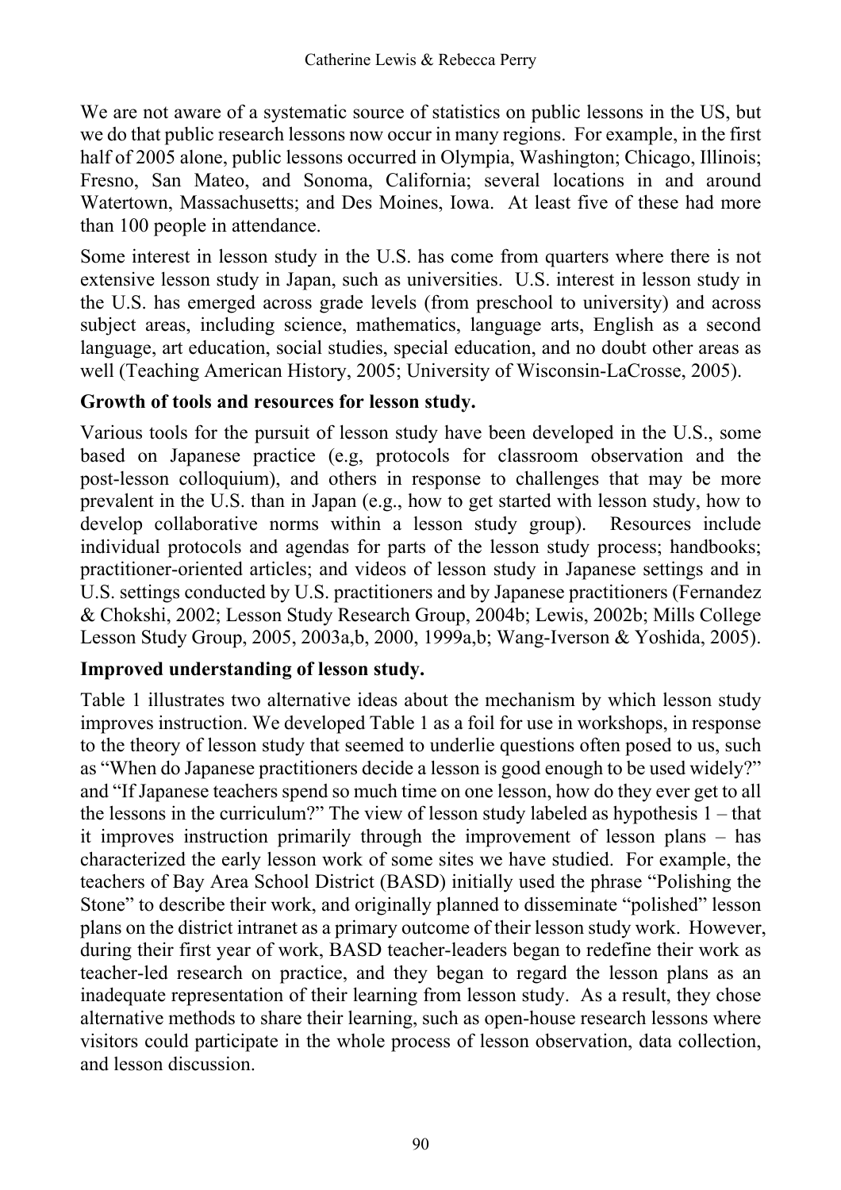We are not aware of a systematic source of statistics on public lessons in the US, but we do that public research lessons now occur in many regions. For example, in the first half of 2005 alone, public lessons occurred in Olympia, Washington; Chicago, Illinois; Fresno, San Mateo, and Sonoma, California; several locations in and around Watertown, Massachusetts; and Des Moines, Iowa. At least five of these had more than 100 people in attendance.

Some interest in lesson study in the U.S. has come from quarters where there is not extensive lesson study in Japan, such as universities. U.S. interest in lesson study in the U.S. has emerged across grade levels (from preschool to university) and across subject areas, including science, mathematics, language arts, English as a second language, art education, social studies, special education, and no doubt other areas as well (Teaching American History, 2005; University of Wisconsin-LaCrosse, 2005).

**Growth of tools and resources for lesson study.**

Various tools for the pursuit of lesson study have been developed in the U.S., some based on Japanese practice (e.g, protocols for classroom observation and the post-lesson colloquium), and others in response to challenges that may be more prevalent in the U.S. than in Japan (e.g., how to get started with lesson study, how to develop collaborative norms within a lesson study group). Resources include individual protocols and agendas for parts of the lesson study process; handbooks; practitioner-oriented articles; and videos of lesson study in Japanese settings and in U.S. settings conducted by U.S. practitioners and by Japanese practitioners (Fernandez & Chokshi, 2002; Lesson Study Research Group, 2004b; Lewis, 2002b; Mills College Lesson Study Group, 2005, 2003a,b, 2000, 1999a,b; Wang-Iverson & Yoshida, 2005).

**Improved understanding of lesson study.**

Table 1 illustrates two alternative ideas about the mechanism by which lesson study improves instruction. We developed Table 1 as a foil for use in workshops, in response to the theory of lesson study that seemed to underlie questions often posed to us, such as "When do Japanese practitioners decide a lesson is good enough to be used widely?" and "If Japanese teachers spend so much time on one lesson, how do they ever get to all the lessons in the curriculum?" The view of lesson study labeled as hypothesis 1 – that it improves instruction primarily through the improvement of lesson plans – has characterized the early lesson work of some sites we have studied. For example, the teachers of Bay Area School District (BASD) initially used the phrase "Polishing the Stone" to describe their work, and originally planned to disseminate "polished" lesson plans on the district intranet as a primary outcome of their lesson study work. However, during their first year of work, BASD teacher-leaders began to redefine their work as teacher-led research on practice, and they began to regard the lesson plans as an inadequate representation of their learning from lesson study. As a result, they chose alternative methods to share their learning, such as open-house research lessons where visitors could participate in the whole process of lesson observation, data collection, and lesson discussion.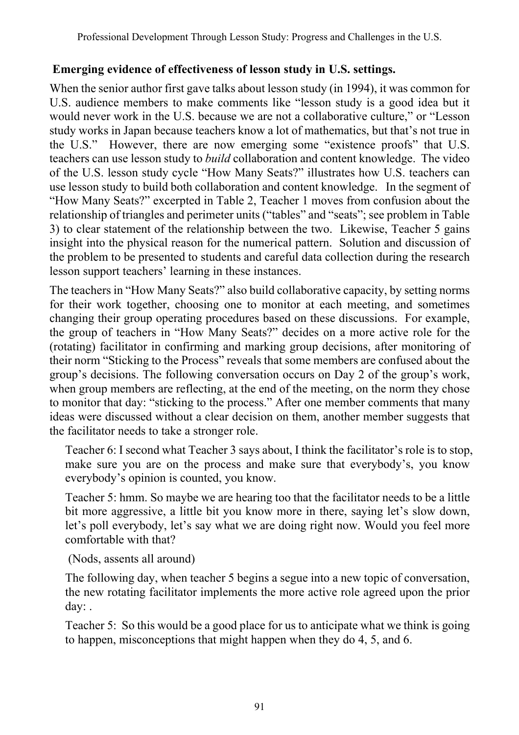**Emerging evidence of effectiveness of lesson study in U.S. settings.**

When the senior author first gave talks about lesson study (in 1994), it was common for U.S. audience members to make comments like "lesson study is a good idea but it would never work in the U.S. because we are not a collaborative culture," or "Lesson study works in Japan because teachers know a lot of mathematics, but that's not true in the U.S." However, there are now emerging some "existence proofs" that U.S. teachers can use lesson study to *build* collaboration and content knowledge. The video of the U.S. lesson study cycle "How Many Seats?" illustrates how U.S. teachers can use lesson study to build both collaboration and content knowledge. In the segment of "How Many Seats?" excerpted in Table 2, Teacher 1 moves from confusion about the relationship of triangles and perimeter units ("tables" and "seats"; see problem in Table 3) to clear statement of the relationship between the two. Likewise, Teacher 5 gains insight into the physical reason for the numerical pattern. Solution and discussion of the problem to be presented to students and careful data collection during the research lesson support teachers' learning in these instances.

The teachers in "How Many Seats?" also build collaborative capacity, by setting norms for their work together, choosing one to monitor at each meeting, and sometimes changing their group operating procedures based on these discussions. For example, the group of teachers in "How Many Seats?" decides on a more active role for the (rotating) facilitator in confirming and marking group decisions, after monitoring of their norm "Sticking to the Process" reveals that some members are confused about the group's decisions. The following conversation occurs on Day 2 of the group's work, when group members are reflecting, at the end of the meeting, on the norm they chose to monitor that day: "sticking to the process." After one member comments that many ideas were discussed without a clear decision on them, another member suggests that the facilitator needs to take a stronger role.

> Teacher 6: I second what Teacher 3 says about, I think the facilitator's role is to stop, make sure you are on the process and make sure that everybody's, you know everybody's opinion is counted, you know.
>
> Teacher 5: hmm. So maybe we are hearing too that the facilitator needs to be a little bit more aggressive, a little bit you know more in there, saying let's slow down, let's poll everybody, let's say what we are doing right now. Would you feel more comfortable with that?
>
> (Nods, assents all around)
>
> The following day, when teacher 5 begins a segue into a new topic of conversation, the new rotating facilitator implements the more active role agreed upon the prior day: .
>
> Teacher 5: So this would be a good place for us to anticipate what we think is going to happen, misconceptions that might happen when they do 4, 5, and 6.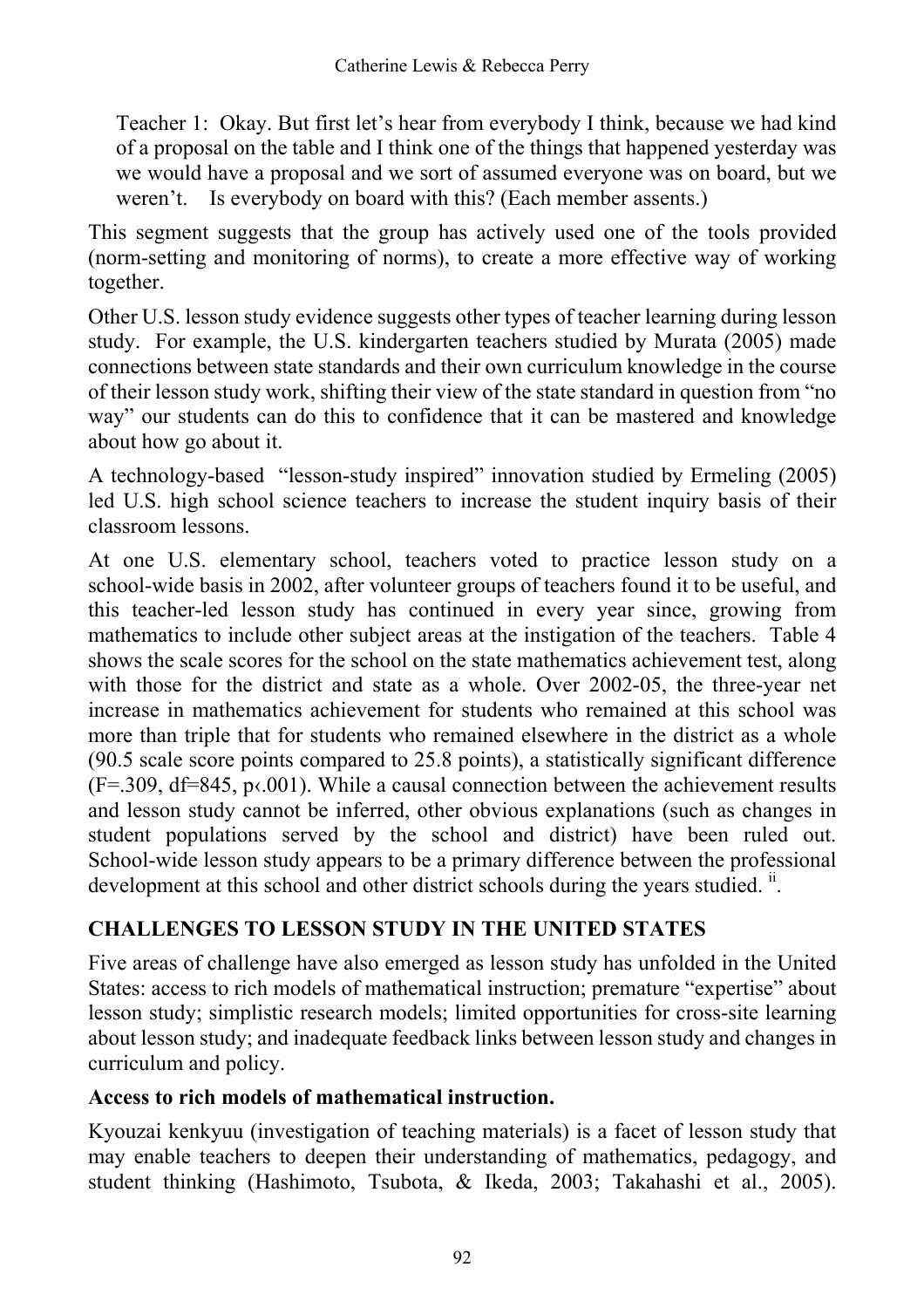Teacher 1: Okay. But first let's hear from everybody I think, because we had kind of a proposal on the table and I think one of the things that happened yesterday was we would have a proposal and we sort of assumed everyone was on board, but we weren't. Is everybody on board with this? (Each member assents.)

This segment suggests that the group has actively used one of the tools provided (norm-setting and monitoring of norms), to create a more effective way of working together.

Other U.S. lesson study evidence suggests other types of teacher learning during lesson study. For example, the U.S. kindergarten teachers studied by Murata (2005) made connections between state standards and their own curriculum knowledge in the course of their lesson study work, shifting their view of the state standard in question from "no way" our students can do this to confidence that it can be mastered and knowledge about how go about it.

A technology-based "lesson-study inspired" innovation studied by Ermeling (2005) led U.S. high school science teachers to increase the student inquiry basis of their classroom lessons.

At one U.S. elementary school, teachers voted to practice lesson study on a school-wide basis in 2002, after volunteer groups of teachers found it to be useful, and this teacher-led lesson study has continued in every year since, growing from mathematics to include other subject areas at the instigation of the teachers. Table 4 shows the scale scores for the school on the state mathematics achievement test, along with those for the district and state as a whole. Over 2002-05, the three-year net increase in mathematics achievement for students who remained at this school was more than triple that for students who remained elsewhere in the district as a whole (90.5 scale score points compared to 25.8 points), a statistically significant difference ($F=.309$, $df=845$, $p<.001$). While a causal connection between the achievement results and lesson study cannot be inferred, other obvious explanations (such as changes in student populations served by the school and district) have been ruled out. School-wide lesson study appears to be a primary difference between the professional development at this school and other district schools during the years studied. [ii].

## CHALLENGES TO LESSON STUDY IN THE UNITED STATES

Five areas of challenge have also emerged as lesson study has unfolded in the United States: access to rich models of mathematical instruction; premature "expertise" about lesson study; simplistic research models; limited opportunities for cross-site learning about lesson study; and inadequate feedback links between lesson study and changes in curriculum and policy.

### Access to rich models of mathematical instruction.

Kyouzai kenkyuu (investigation of teaching materials) is a facet of lesson study that may enable teachers to deepen their understanding of mathematics, pedagogy, and student thinking (Hashimoto, Tsubota, & Ikeda, 2003; Takahashi et al., 2005).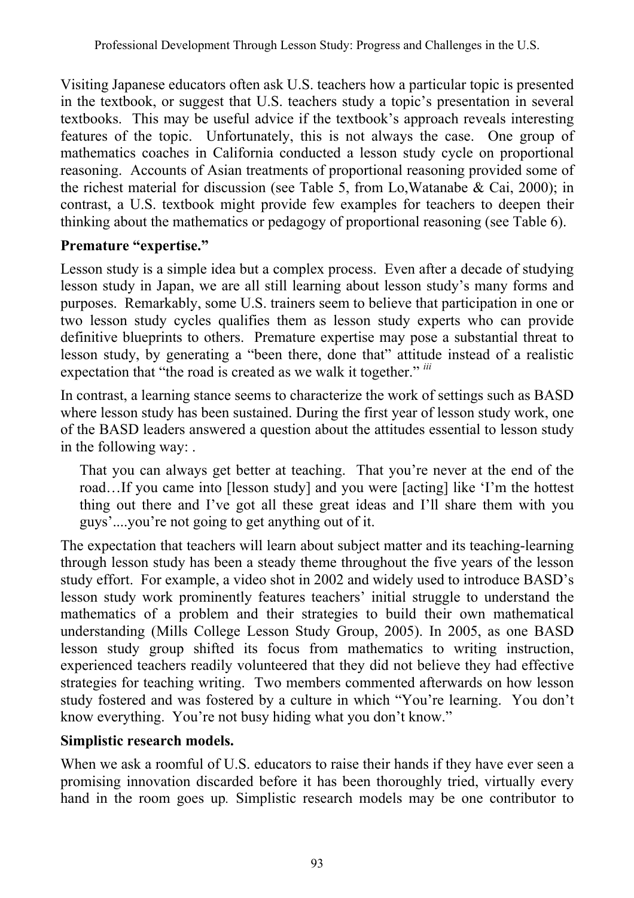Visiting Japanese educators often ask U.S. teachers how a particular topic is presented in the textbook, or suggest that U.S. teachers study a topic's presentation in several textbooks. This may be useful advice if the textbook's approach reveals interesting features of the topic. Unfortunately, this is not always the case. One group of mathematics coaches in California conducted a lesson study cycle on proportional reasoning. Accounts of Asian treatments of proportional reasoning provided some of the richest material for discussion (see Table 5, from Lo,Watanabe & Cai, 2000); in contrast, a U.S. textbook might provide few examples for teachers to deepen their thinking about the mathematics or pedagogy of proportional reasoning (see Table 6).

**Premature "expertise."**

Lesson study is a simple idea but a complex process. Even after a decade of studying lesson study in Japan, we are all still learning about lesson study's many forms and purposes. Remarkably, some U.S. trainers seem to believe that participation in one or two lesson study cycles qualifies them as lesson study experts who can provide definitive blueprints to others. Premature expertise may pose a substantial threat to lesson study, by generating a "been there, done that" attitude instead of a realistic expectation that "the road is created as we walk it together." [iii]

In contrast, a learning stance seems to characterize the work of settings such as BASD where lesson study has been sustained. During the first year of lesson study work, one of the BASD leaders answered a question about the attitudes essential to lesson study in the following way: .

> That you can always get better at teaching. That you're never at the end of the road…If you came into [lesson study] and you were [acting] like 'I'm the hottest thing out there and I've got all these great ideas and I'll share them with you guys'....you're not going to get anything out of it.

The expectation that teachers will learn about subject matter and its teaching-learning through lesson study has been a steady theme throughout the five years of the lesson study effort. For example, a video shot in 2002 and widely used to introduce BASD's lesson study work prominently features teachers' initial struggle to understand the mathematics of a problem and their strategies to build their own mathematical understanding (Mills College Lesson Study Group, 2005). In 2005, as one BASD lesson study group shifted its focus from mathematics to writing instruction, experienced teachers readily volunteered that they did not believe they had effective strategies for teaching writing. Two members commented afterwards on how lesson study fostered and was fostered by a culture in which "You're learning. You don't know everything. You're not busy hiding what you don't know."

**Simplistic research models.**

When we ask a roomful of U.S. educators to raise their hands if they have ever seen a promising innovation discarded before it has been thoroughly tried, virtually every hand in the room goes up. Simplistic research models may be one contributor to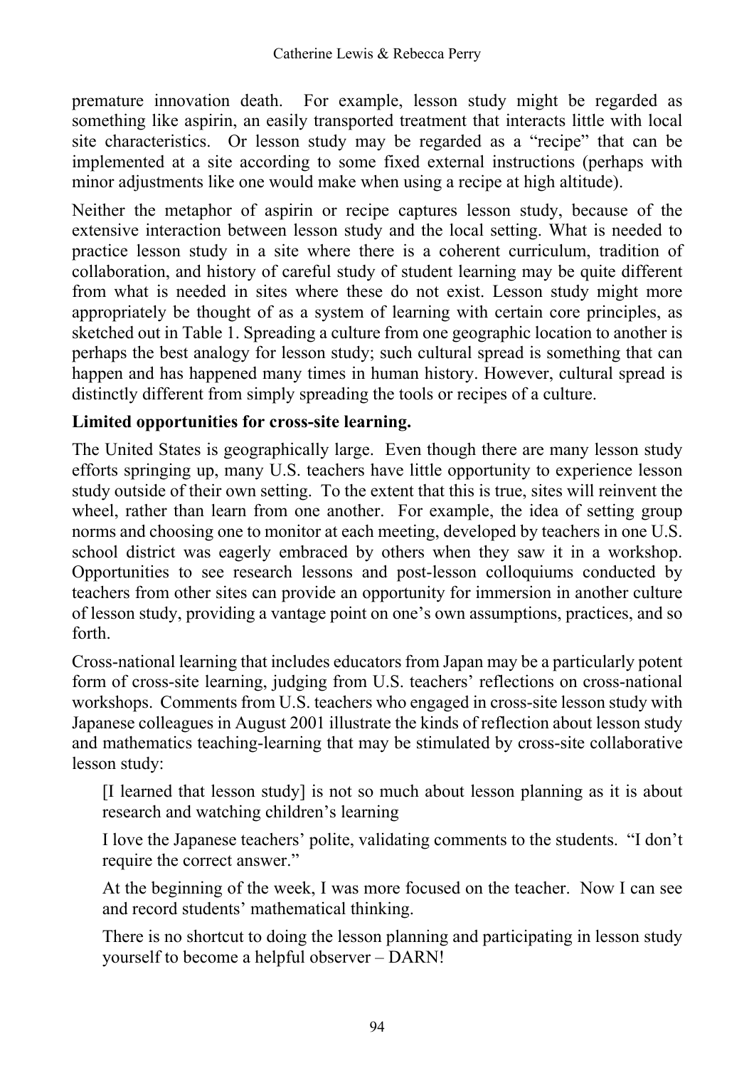premature innovation death. For example, lesson study might be regarded as something like aspirin, an easily transported treatment that interacts little with local site characteristics. Or lesson study may be regarded as a "recipe" that can be implemented at a site according to some fixed external instructions (perhaps with minor adjustments like one would make when using a recipe at high altitude).

Neither the metaphor of aspirin or recipe captures lesson study, because of the extensive interaction between lesson study and the local setting. What is needed to practice lesson study in a site where there is a coherent curriculum, tradition of collaboration, and history of careful study of student learning may be quite different from what is needed in sites where these do not exist. Lesson study might more appropriately be thought of as a system of learning with certain core principles, as sketched out in Table 1. Spreading a culture from one geographic location to another is perhaps the best analogy for lesson study; such cultural spread is something that can happen and has happened many times in human history. However, cultural spread is distinctly different from simply spreading the tools or recipes of a culture.

**Limited opportunities for cross-site learning.**

The United States is geographically large. Even though there are many lesson study efforts springing up, many U.S. teachers have little opportunity to experience lesson study outside of their own setting. To the extent that this is true, sites will reinvent the wheel, rather than learn from one another. For example, the idea of setting group norms and choosing one to monitor at each meeting, developed by teachers in one U.S. school district was eagerly embraced by others when they saw it in a workshop. Opportunities to see research lessons and post-lesson colloquiums conducted by teachers from other sites can provide an opportunity for immersion in another culture of lesson study, providing a vantage point on one's own assumptions, practices, and so forth.

Cross-national learning that includes educators from Japan may be a particularly potent form of cross-site learning, judging from U.S. teachers' reflections on cross-national workshops. Comments from U.S. teachers who engaged in cross-site lesson study with Japanese colleagues in August 2001 illustrate the kinds of reflection about lesson study and mathematics teaching-learning that may be stimulated by cross-site collaborative lesson study:

> [I learned that lesson study] is not so much about lesson planning as it is about research and watching children's learning
>
> I love the Japanese teachers' polite, validating comments to the students. "I don't require the correct answer."
>
> At the beginning of the week, I was more focused on the teacher. Now I can see and record students' mathematical thinking.
>
> There is no shortcut to doing the lesson planning and participating in lesson study yourself to become a helpful observer – DARN!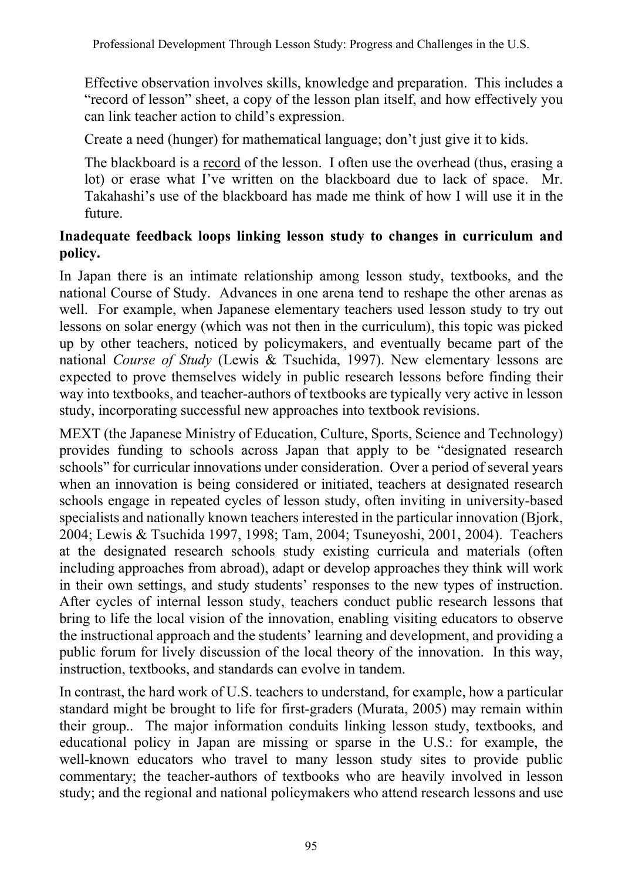> Effective observation involves skills, knowledge and preparation. This includes a "record of lesson" sheet, a copy of the lesson plan itself, and how effectively you can link teacher action to child's expression.
>
> Create a need (hunger) for mathematical language; don't just give it to kids.
>
> The blackboard is a <u>record</u> of the lesson. I often use the overhead (thus, erasing a lot) or erase what I've written on the blackboard due to lack of space. Mr. Takahashi's use of the blackboard has made me think of how I will use it in the future.

**Inadequate feedback loops linking lesson study to changes in curriculum and policy.**

In Japan there is an intimate relationship among lesson study, textbooks, and the national Course of Study. Advances in one arena tend to reshape the other arenas as well. For example, when Japanese elementary teachers used lesson study to try out lessons on solar energy (which was not then in the curriculum), this topic was picked up by other teachers, noticed by policymakers, and eventually became part of the national *Course of Study* (Lewis & Tsuchida, 1997). New elementary lessons are expected to prove themselves widely in public research lessons before finding their way into textbooks, and teacher-authors of textbooks are typically very active in lesson study, incorporating successful new approaches into textbook revisions.

MEXT (the Japanese Ministry of Education, Culture, Sports, Science and Technology) provides funding to schools across Japan that apply to be "designated research schools" for curricular innovations under consideration. Over a period of several years when an innovation is being considered or initiated, teachers at designated research schools engage in repeated cycles of lesson study, often inviting in university-based specialists and nationally known teachers interested in the particular innovation (Bjork, 2004; Lewis & Tsuchida 1997, 1998; Tam, 2004; Tsuneyoshi, 2001, 2004). Teachers at the designated research schools study existing curricula and materials (often including approaches from abroad), adapt or develop approaches they think will work in their own settings, and study students' responses to the new types of instruction. After cycles of internal lesson study, teachers conduct public research lessons that bring to life the local vision of the innovation, enabling visiting educators to observe the instructional approach and the students' learning and development, and providing a public forum for lively discussion of the local theory of the innovation. In this way, instruction, textbooks, and standards can evolve in tandem.

In contrast, the hard work of U.S. teachers to understand, for example, how a particular standard might be brought to life for first-graders (Murata, 2005) may remain within their group.. The major information conduits linking lesson study, textbooks, and educational policy in Japan are missing or sparse in the U.S.: for example, the well-known educators who travel to many lesson study sites to provide public commentary; the teacher-authors of textbooks who are heavily involved in lesson study; and the regional and national policymakers who attend research lessons and use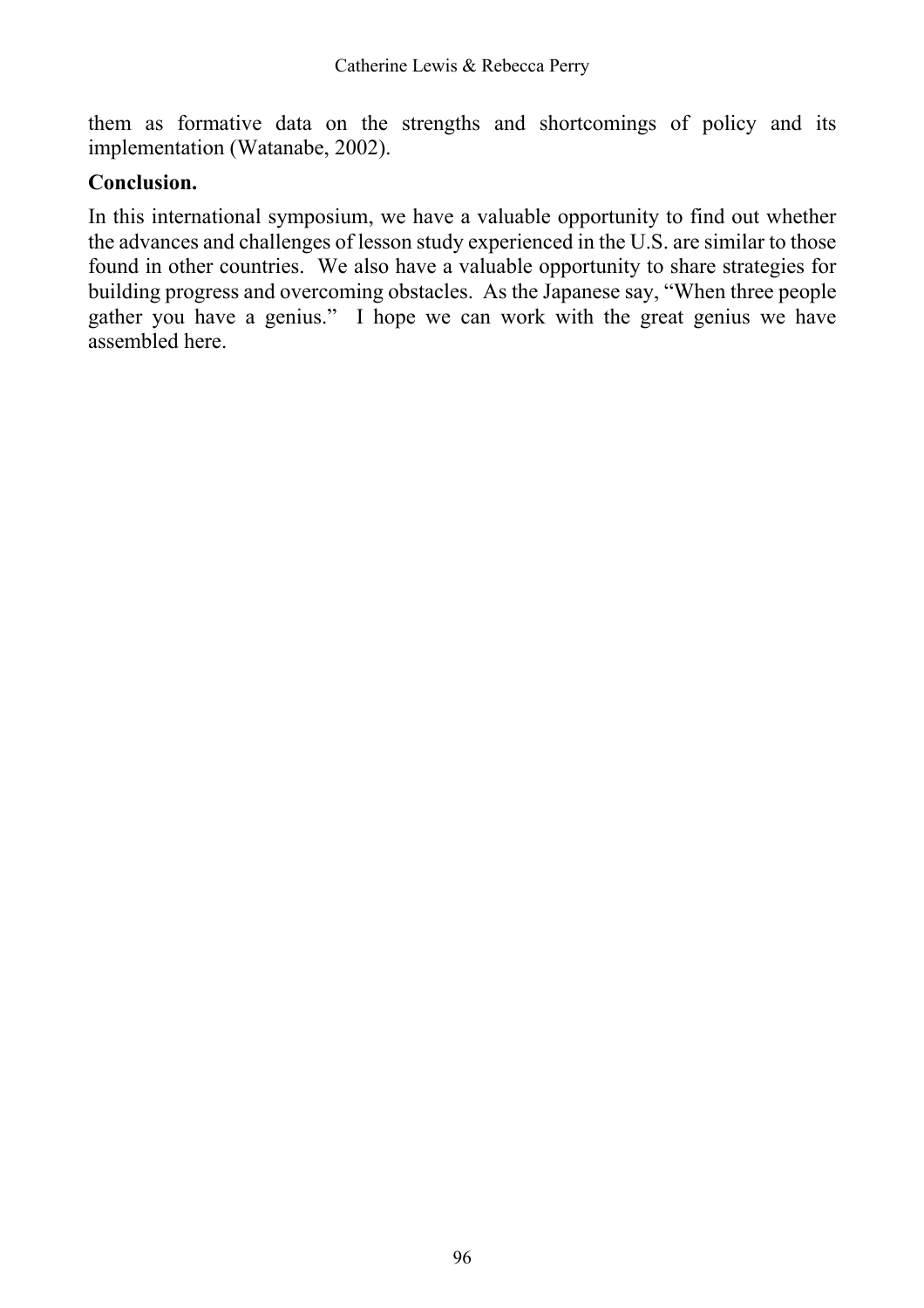them as formative data on the strengths and shortcomings of policy and its implementation (Watanabe, 2002).

**Conclusion.**

In this international symposium, we have a valuable opportunity to find out whether the advances and challenges of lesson study experienced in the U.S. are similar to those found in other countries. We also have a valuable opportunity to share strategies for building progress and overcoming obstacles. As the Japanese say, "When three people gather you have a genius." I hope we can work with the great genius we have assembled here.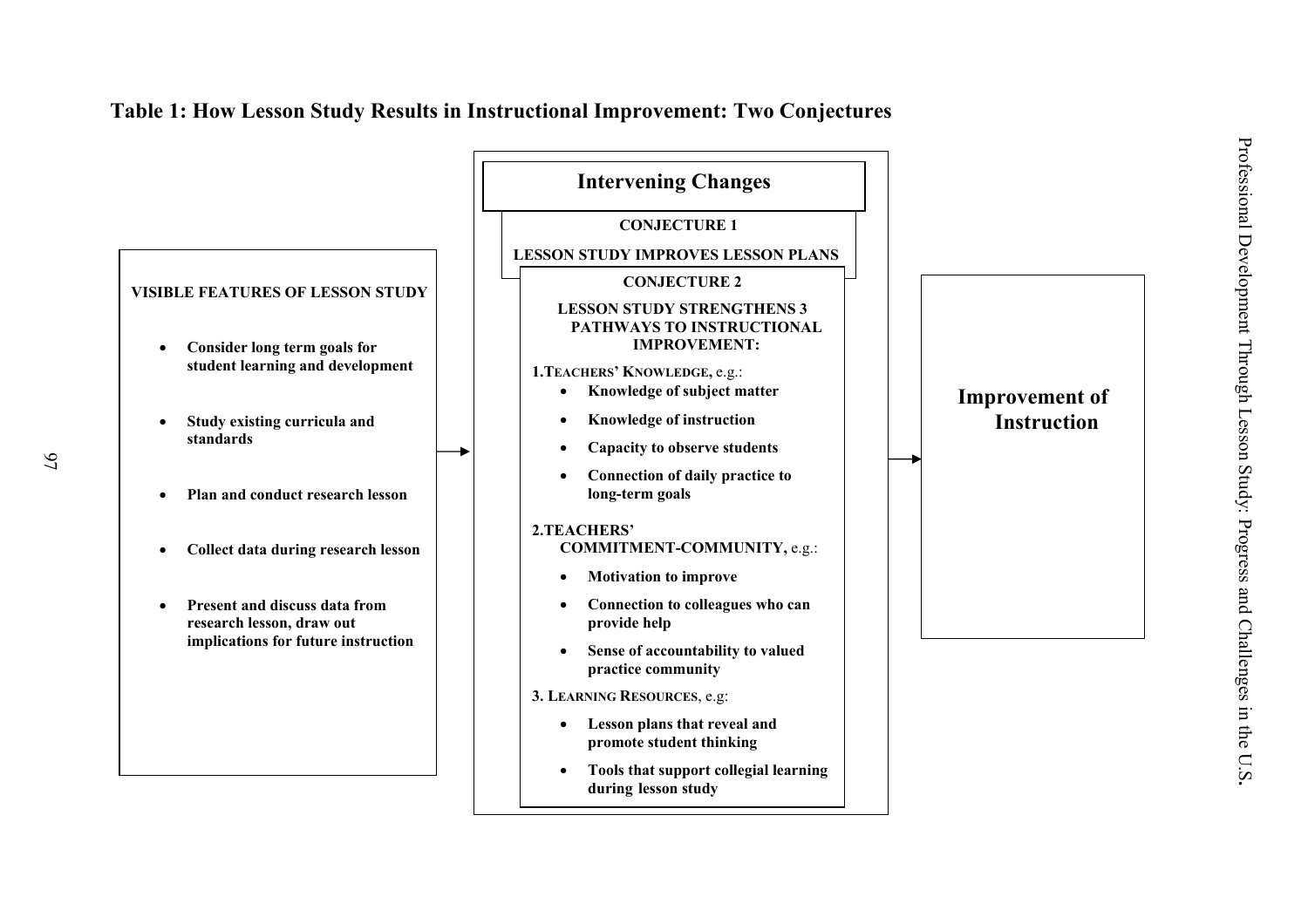**Table 1: How Lesson Study Results in Instructional Improvement: Two Conjectures**

**VISIBLE FEATURES OF LESSON STUDY**

- **Consider long term goals for student learning and development**
- **Study existing curricula and standards**
- **Plan and conduct research lesson**
- **Collect data during research lesson**
- **Present and discuss data from research lesson, draw out implications for future instruction**

→

**Intervening Changes**

**CONJECTURE 1**

**LESSON STUDY IMPROVES LESSON PLANS**

**CONJECTURE 2**

**LESSON STUDY STRENGTHENS 3 PATHWAYS TO INSTRUCTIONAL IMPROVEMENT:**

**1. TEACHERS' KNOWLEDGE,** e.g.:

- **Knowledge of subject matter**
- **Knowledge of instruction**
- **Capacity to observe students**
- **Connection of daily practice to long-term goals**

**2. TEACHERS' COMMITMENT-COMMUNITY,** e.g.:

- **Motivation to improve**
- **Connection to colleagues who can provide help**
- **Sense of accountability to valued practice community**

**3. LEARNING RESOURCES**, e.g:

- **Lesson plans that reveal and promote student thinking**
- **Tools that support collegial learning during lesson study**

→

**Improvement of Instruction**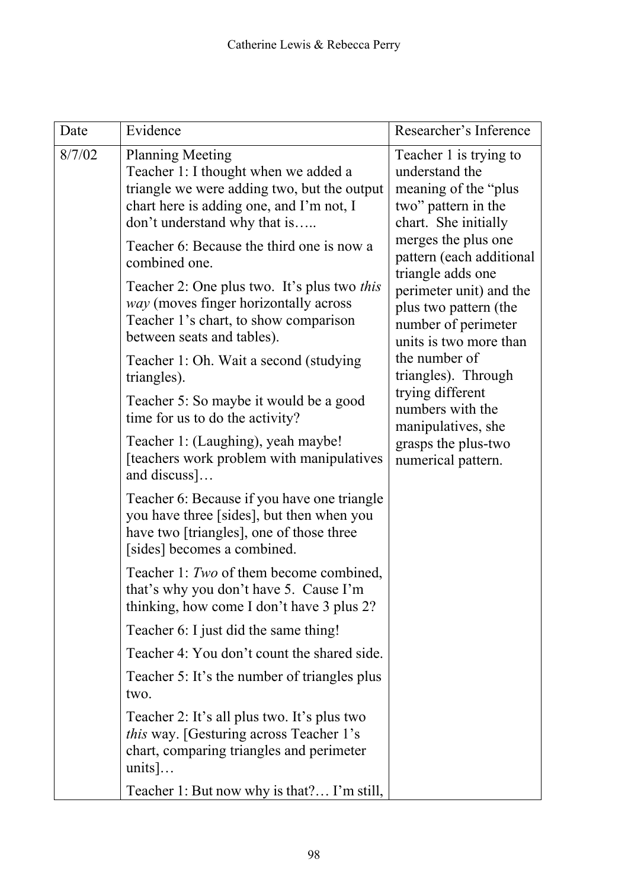| Date | Evidence | Researcher's Inference |
| --- | --- | --- |
| 8/7/02 | Planning Meeting<br>Teacher 1: I thought when we added a triangle we were adding two, but the output chart here is adding one, and I'm not, I don't understand why that is…..<br><br>Teacher 6: Because the third one is now a combined one.<br><br>Teacher 2: One plus two. It's plus two *this way* (moves finger horizontally across Teacher 1's chart, to show comparison between seats and tables).<br><br>Teacher 1: Oh. Wait a second (studying triangles).<br><br>Teacher 5: So maybe it would be a good time for us to do the activity?<br><br>Teacher 1: (Laughing), yeah maybe! [teachers work problem with manipulatives and discuss]…<br><br>Teacher 6: Because if you have one triangle you have three [sides], but then when you have two [triangles], one of those three [sides] becomes a combined.<br><br>Teacher 1: *Two* of them become combined, that's why you don't have 5. Cause I'm thinking, how come I don't have 3 plus 2?<br><br>Teacher 6: I just did the same thing!<br><br>Teacher 4: You don't count the shared side.<br><br>Teacher 5: It's the number of triangles plus two.<br><br>Teacher 2: It's all plus two. It's plus two *this* way. [Gesturing across Teacher 1's chart, comparing triangles and perimeter units]…<br><br>Teacher 1: But now why is that?… I'm still, | Teacher 1 is trying to understand the meaning of the "plus two" pattern in the chart. She initially merges the plus one pattern (each additional triangle adds one perimeter unit) and the plus two pattern (the number of perimeter units is two more than the number of triangles). Through trying different numbers with the manipulatives, she grasps the plus-two numerical pattern. |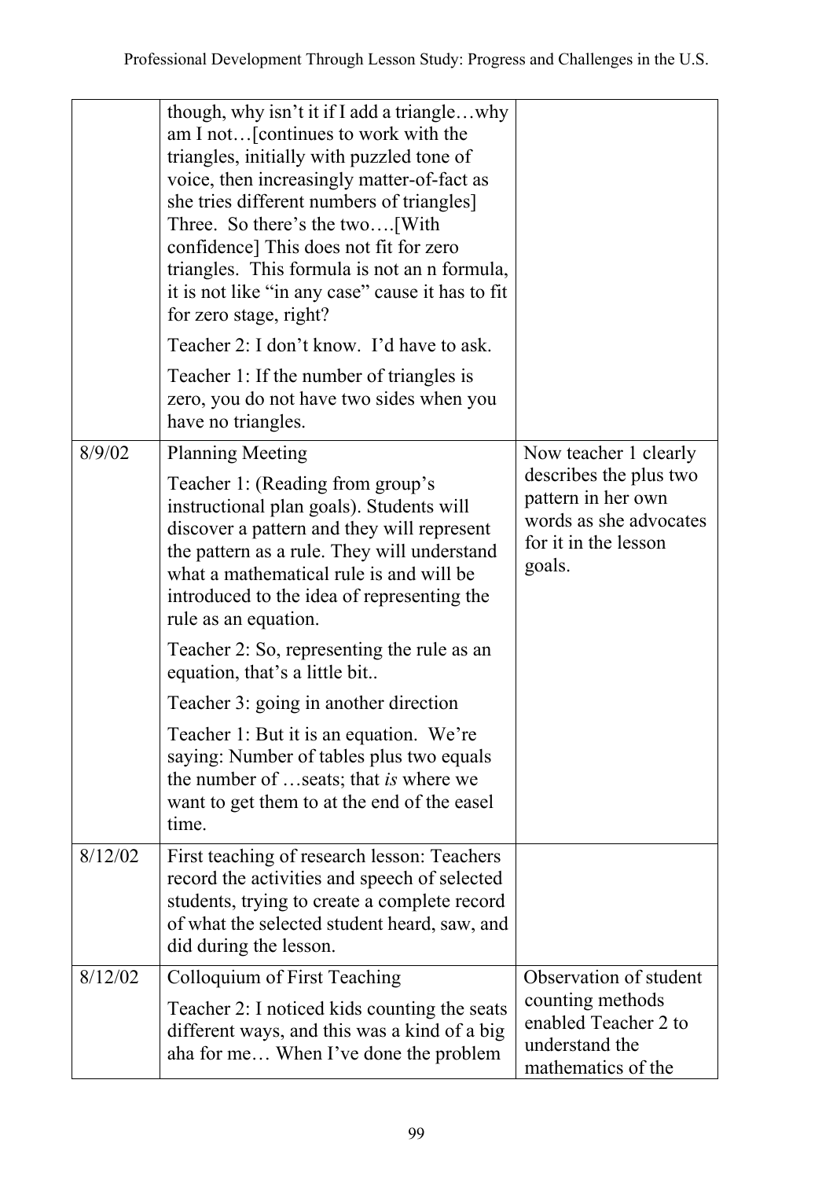| | | |
|---|---|---|
| | though, why isn't it if I add a triangle…why am I not…[continues to work with the triangles, initially with puzzled tone of voice, then increasingly matter-of-fact as she tries different numbers of triangles] Three. So there's the two….[With confidence] This does not fit for zero triangles. This formula is not an n formula, it is not like "in any case" cause it has to fit for zero stage, right?<br><br>Teacher 2: I don't know. I'd have to ask.<br><br>Teacher 1: If the number of triangles is zero, you do not have two sides when you have no triangles. | |
| 8/9/02 | Planning Meeting<br><br>Teacher 1: (Reading from group's instructional plan goals). Students will discover a pattern and they will represent the pattern as a rule. They will understand what a mathematical rule is and will be introduced to the idea of representing the rule as an equation.<br><br>Teacher 2: So, representing the rule as an equation, that's a little bit..<br><br>Teacher 3: going in another direction<br><br>Teacher 1: But it is an equation. We're saying: Number of tables plus two equals the number of …seats; that *is* where we want to get them to at the end of the easel time. | Now teacher 1 clearly describes the plus two pattern in her own words as she advocates for it in the lesson goals. |
| 8/12/02 | First teaching of research lesson: Teachers record the activities and speech of selected students, trying to create a complete record of what the selected student heard, saw, and did during the lesson. | |
| 8/12/02 | Colloquium of First Teaching<br><br>Teacher 2: I noticed kids counting the seats different ways, and this was a kind of a big aha for me… When I've done the problem | Observation of student counting methods enabled Teacher 2 to understand the mathematics of the |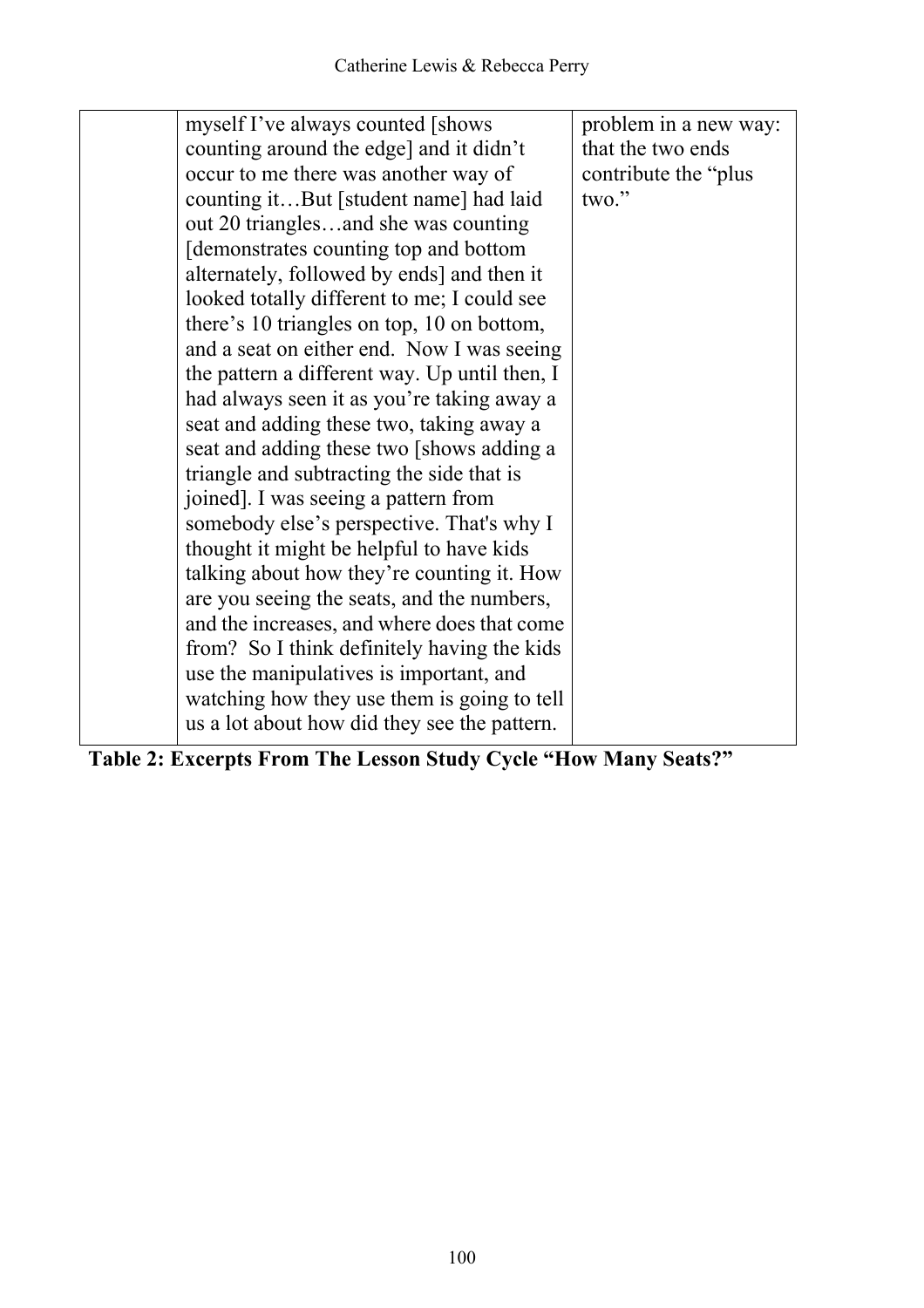| | | |
|---|---|---|
| | myself I've always counted [shows counting around the edge] and it didn't occur to me there was another way of counting it…But [student name] had laid out 20 triangles…and she was counting [demonstrates counting top and bottom alternately, followed by ends] and then it looked totally different to me; I could see there's 10 triangles on top, 10 on bottom, and a seat on either end. Now I was seeing the pattern a different way. Up until then, I had always seen it as you're taking away a seat and adding these two, taking away a seat and adding these two [shows adding a triangle and subtracting the side that is joined]. I was seeing a pattern from somebody else's perspective. That's why I thought it might be helpful to have kids talking about how they're counting it. How are you seeing the seats, and the numbers, and the increases, and where does that come from? So I think definitely having the kids use the manipulatives is important, and watching how they use them is going to tell us a lot about how did they see the pattern. | problem in a new way: that the two ends contribute the "plus two." |

**Table 2: Excerpts From The Lesson Study Cycle "How Many Seats?"**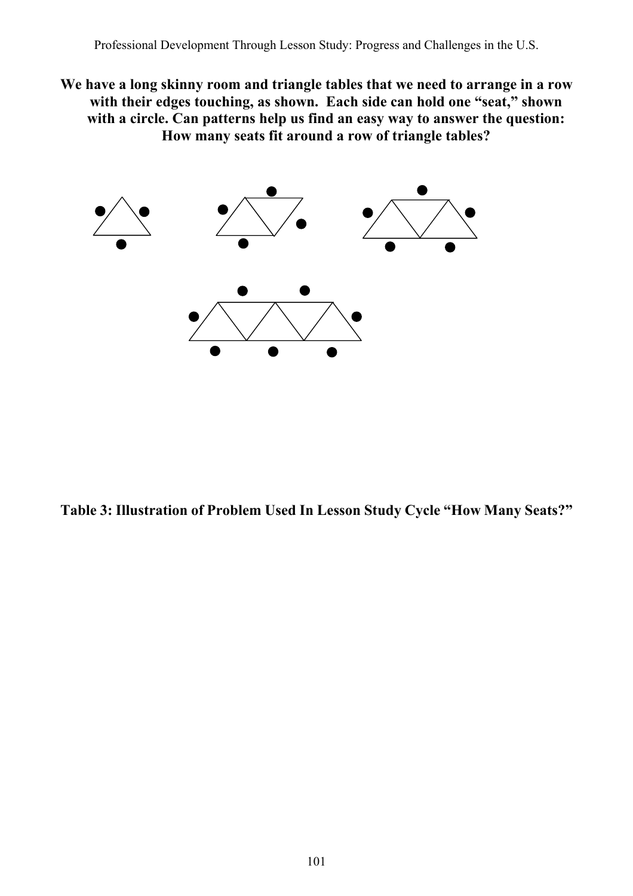**We have a long skinny room and triangle tables that we need to arrange in a row with their edges touching, as shown. Each side can hold one "seat," shown with a circle. Can patterns help us find an easy way to answer the question: How many seats fit around a row of triangle tables?**

**Table 3: Illustration of Problem Used In Lesson Study Cycle "How Many Seats?"**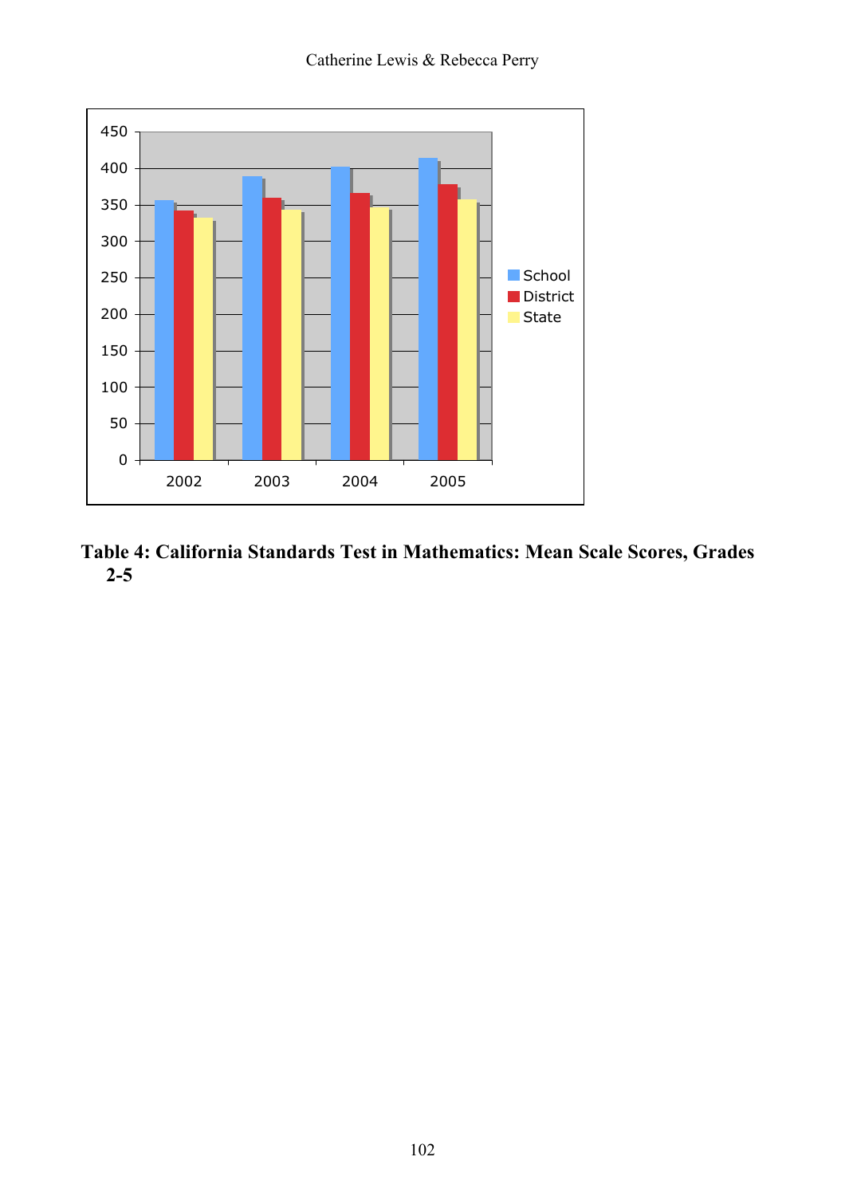**Table 4: California Standards Test in Mathematics: Mean Scale Scores, Grades 2-5**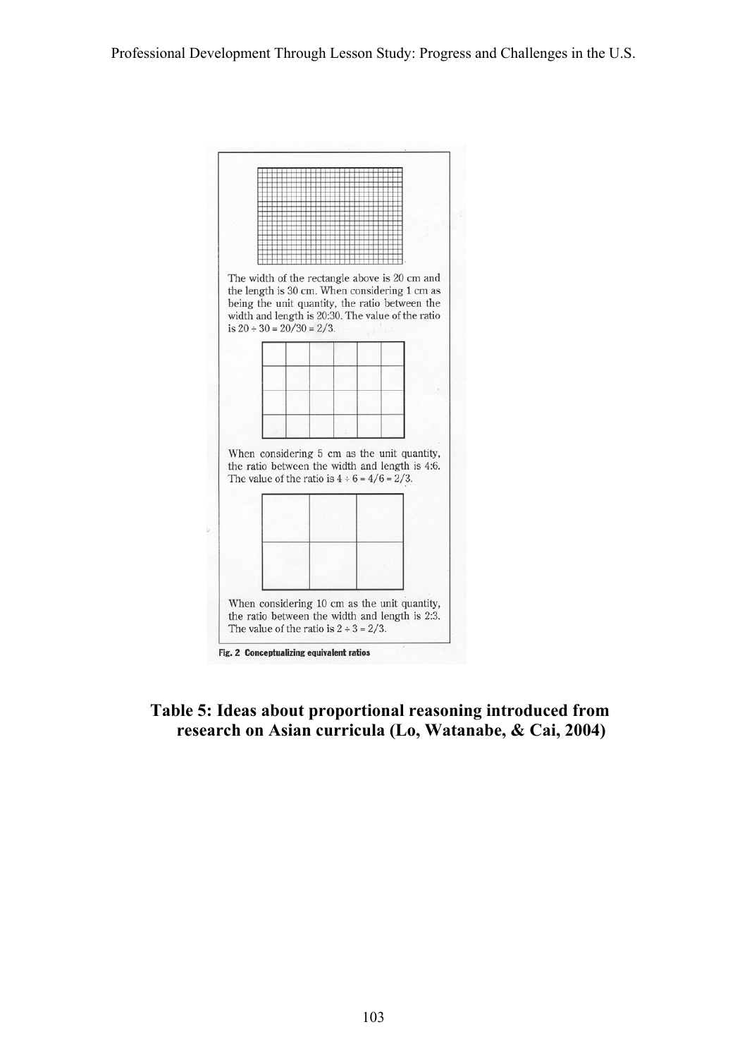The width of the rectangle above is 20 cm and the length is 30 cm. When considering 1 cm as being the unit quantity, the ratio between the width and length is 20:30. The value of the ratio is $20 \div 30 = 20/30 = 2/3$.

When considering 5 cm as the unit quantity, the ratio between the width and length is 4:6. The value of the ratio is $4 \div 6 = 4/6 = 2/3$.

When considering 10 cm as the unit quantity, the ratio between the width and length is 2:3. The value of the ratio is $2 \div 3 = 2/3$.

**Fig. 2 Conceptualizing equivalent ratios**

**Table 5: Ideas about proportional reasoning introduced from research on Asian curricula (Lo, Watanabe, & Cai, 2004)**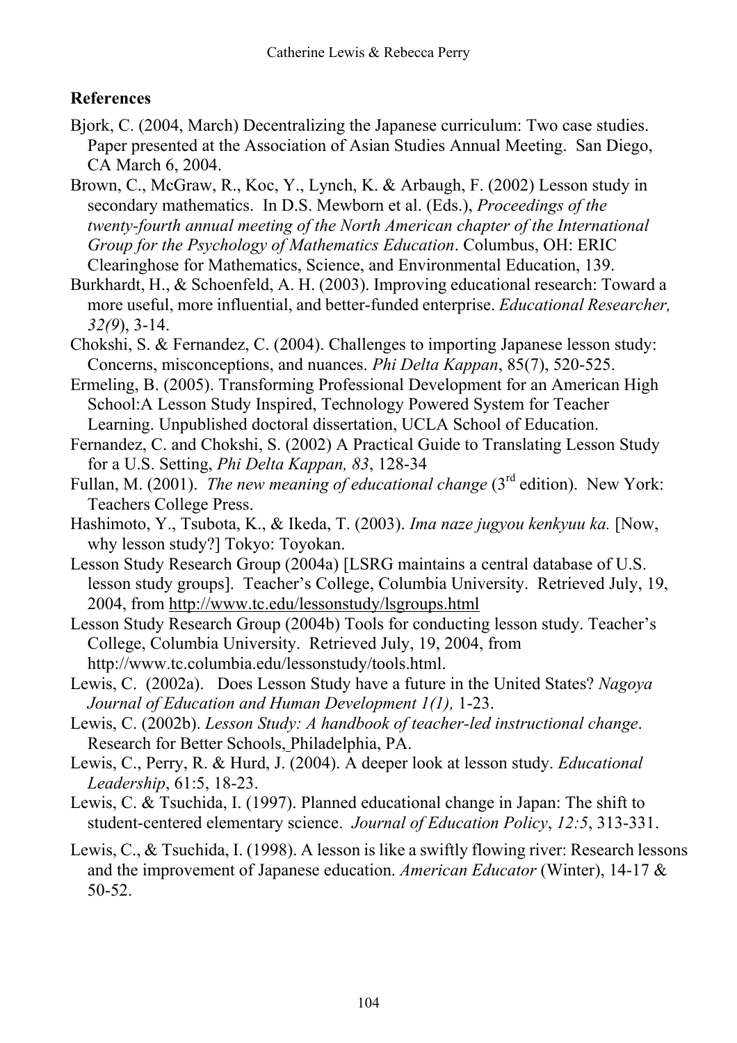## References

Bjork, C. (2004, March) Decentralizing the Japanese curriculum: Two case studies. Paper presented at the Association of Asian Studies Annual Meeting. San Diego, CA March 6, 2004.

Brown, C., McGraw, R., Koc, Y., Lynch, K. & Arbaugh, F. (2002) Lesson study in secondary mathematics. In D.S. Mewborn et al. (Eds.), *Proceedings of the twenty-fourth annual meeting of the North American chapter of the International Group for the Psychology of Mathematics Education*. Columbus, OH: ERIC Clearinghose for Mathematics, Science, and Environmental Education, 139.

Burkhardt, H., & Schoenfeld, A. H. (2003). Improving educational research: Toward a more useful, more influential, and better-funded enterprise. *Educational Researcher, 32(9*), 3-14.

Chokshi, S. & Fernandez, C. (2004). Challenges to importing Japanese lesson study: Concerns, misconceptions, and nuances. *Phi Delta Kappan*, 85(7), 520-525.

Ermeling, B. (2005). Transforming Professional Development for an American High School:A Lesson Study Inspired, Technology Powered System for Teacher Learning. Unpublished doctoral dissertation, UCLA School of Education.

Fernandez, C. and Chokshi, S. (2002) A Practical Guide to Translating Lesson Study for a U.S. Setting, *Phi Delta Kappan, 83*, 128-34

Fullan, M. (2001). *The new meaning of educational change* (3rd edition). New York: Teachers College Press.

Hashimoto, Y., Tsubota, K., & Ikeda, T. (2003). *Ima naze jugyou kenkyuu ka.* [Now, why lesson study?] Tokyo: Toyokan.

Lesson Study Research Group (2004a) [LSRG maintains a central database of U.S. lesson study groups]. Teacher's College, Columbia University. Retrieved July, 19, 2004, from http://www.tc.edu/lessonstudy/lsgroups.html

Lesson Study Research Group (2004b) Tools for conducting lesson study. Teacher's College, Columbia University. Retrieved July, 19, 2004, from http://www.tc.columbia.edu/lessonstudy/tools.html.

Lewis, C. (2002a). Does Lesson Study have a future in the United States? *Nagoya Journal of Education and Human Development 1(1),* 1-23.

Lewis, C. (2002b). *Lesson Study: A handbook of teacher-led instructional change*. Research for Better Schools, Philadelphia, PA.

Lewis, C., Perry, R. & Hurd, J. (2004). A deeper look at lesson study. *Educational Leadership*, 61:5, 18-23.

Lewis, C. & Tsuchida, I. (1997). Planned educational change in Japan: The shift to student-centered elementary science. *Journal of Education Policy*, *12:5*, 313-331.

Lewis, C., & Tsuchida, I. (1998). A lesson is like a swiftly flowing river: Research lessons and the improvement of Japanese education. *American Educator* (Winter), 14-17 & 50-52.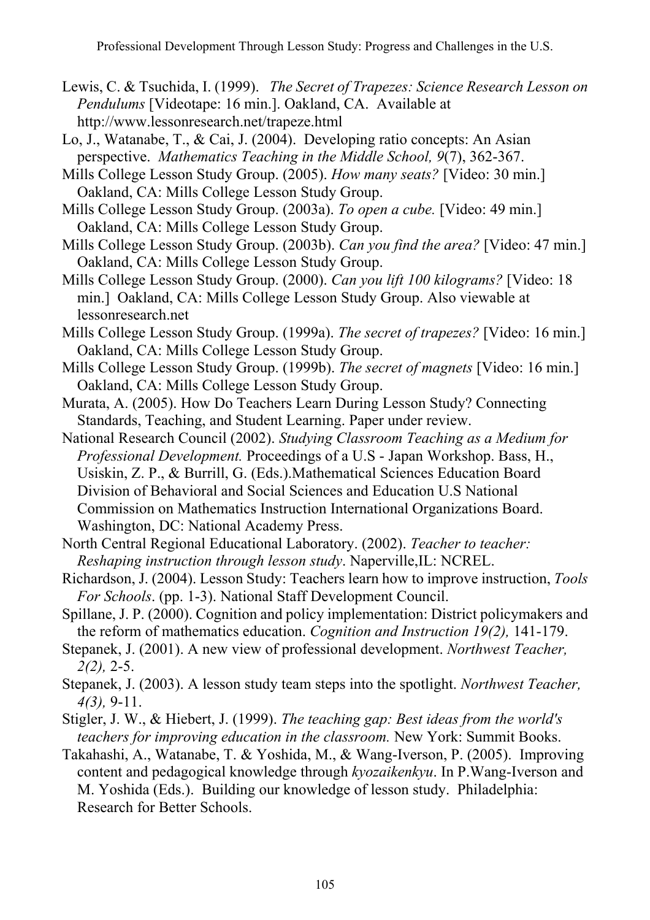Lewis, C. & Tsuchida, I. (1999). *The Secret of Trapezes: Science Research Lesson on Pendulums* [Videotape: 16 min.]. Oakland, CA. Available at http://www.lessonresearch.net/trapeze.html

Lo, J., Watanabe, T., & Cai, J. (2004). Developing ratio concepts: An Asian perspective. *Mathematics Teaching in the Middle School, 9*(7), 362-367.

Mills College Lesson Study Group. (2005). *How many seats?* [Video: 30 min.] Oakland, CA: Mills College Lesson Study Group.

Mills College Lesson Study Group. (2003a). *To open a cube.* [Video: 49 min.] Oakland, CA: Mills College Lesson Study Group.

Mills College Lesson Study Group. (2003b). *Can you find the area?* [Video: 47 min.] Oakland, CA: Mills College Lesson Study Group.

Mills College Lesson Study Group. (2000). *Can you lift 100 kilograms?* [Video: 18 min.] Oakland, CA: Mills College Lesson Study Group. Also viewable at lessonresearch.net

Mills College Lesson Study Group. (1999a). *The secret of trapezes?* [Video: 16 min.] Oakland, CA: Mills College Lesson Study Group.

Mills College Lesson Study Group. (1999b). *The secret of magnets* [Video: 16 min.] Oakland, CA: Mills College Lesson Study Group.

Murata, A. (2005). How Do Teachers Learn During Lesson Study? Connecting Standards, Teaching, and Student Learning. Paper under review.

National Research Council (2002). *Studying Classroom Teaching as a Medium for Professional Development.* Proceedings of a U.S - Japan Workshop. Bass, H., Usiskin, Z. P., & Burrill, G. (Eds.).Mathematical Sciences Education Board Division of Behavioral and Social Sciences and Education U.S National Commission on Mathematics Instruction International Organizations Board. Washington, DC: National Academy Press.

North Central Regional Educational Laboratory. (2002). *Teacher to teacher: Reshaping instruction through lesson study*. Naperville,IL: NCREL.

Richardson, J. (2004). Lesson Study: Teachers learn how to improve instruction, *Tools For Schools*. (pp. 1-3). National Staff Development Council.

Spillane, J. P. (2000). Cognition and policy implementation: District policymakers and the reform of mathematics education. *Cognition and Instruction 19(2),* 141-179.

Stepanek, J. (2001). A new view of professional development. *Northwest Teacher, 2(2),* 2-5.

Stepanek, J. (2003). A lesson study team steps into the spotlight. *Northwest Teacher, 4(3),* 9-11.

Stigler, J. W., & Hiebert, J. (1999). *The teaching gap: Best ideas from the world's teachers for improving education in the classroom.* New York: Summit Books.

Takahashi, A., Watanabe, T. & Yoshida, M., & Wang-Iverson, P. (2005). Improving content and pedagogical knowledge through *kyozaikenkyu*. In P.Wang-Iverson and M. Yoshida (Eds.). Building our knowledge of lesson study. Philadelphia: Research for Better Schools.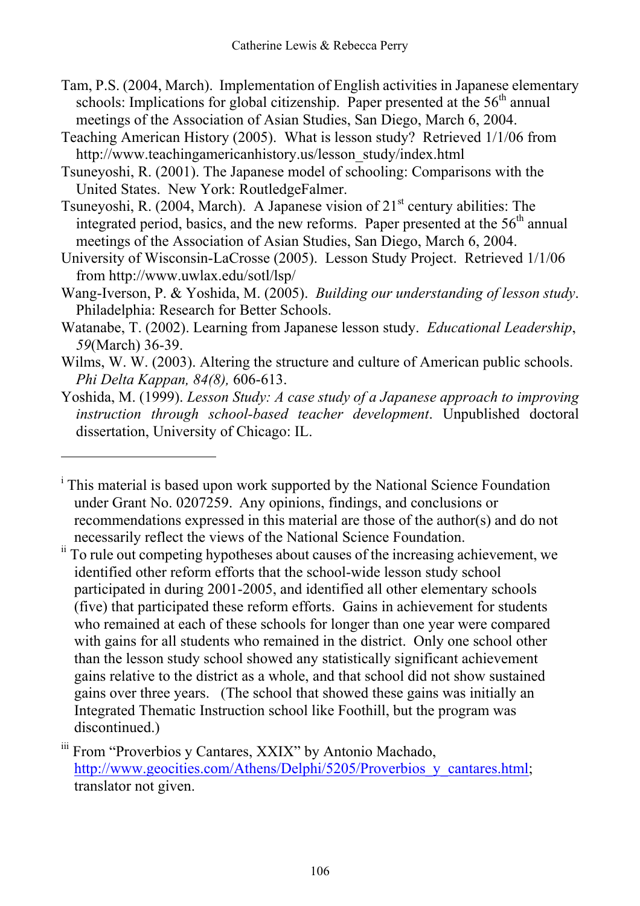Tam, P.S. (2004, March). Implementation of English activities in Japanese elementary schools: Implications for global citizenship. Paper presented at the 56th annual meetings of the Association of Asian Studies, San Diego, March 6, 2004.

Teaching American History (2005). What is lesson study? Retrieved 1/1/06 from http://www.teachingamericanhistory.us/lesson_study/index.html

Tsuneyoshi, R. (2001). The Japanese model of schooling: Comparisons with the United States. New York: RoutledgeFalmer.

Tsuneyoshi, R. (2004, March). A Japanese vision of 21st century abilities: The integrated period, basics, and the new reforms. Paper presented at the 56th annual meetings of the Association of Asian Studies, San Diego, March 6, 2004.

University of Wisconsin-LaCrosse (2005). Lesson Study Project. Retrieved 1/1/06 from http://www.uwlax.edu/sotl/lsp/

Wang-Iverson, P. & Yoshida, M. (2005). *Building our understanding of lesson study*. Philadelphia: Research for Better Schools.

Watanabe, T. (2002). Learning from Japanese lesson study. *Educational Leadership*, *59*(March) 36-39.

Wilms, W. W. (2003). Altering the structure and culture of American public schools. *Phi Delta Kappan, 84(8),* 606-613.

Yoshida, M. (1999). *Lesson Study: A case study of a Japanese approach to improving instruction through school-based teacher development*. Unpublished doctoral dissertation, University of Chicago: IL.

---

[i] This material is based upon work supported by the National Science Foundation under Grant No. 0207259. Any opinions, findings, and conclusions or recommendations expressed in this material are those of the author(s) and do not necessarily reflect the views of the National Science Foundation.

[ii] To rule out competing hypotheses about causes of the increasing achievement, we identified other reform efforts that the school-wide lesson study school participated in during 2001-2005, and identified all other elementary schools (five) that participated these reform efforts. Gains in achievement for students who remained at each of these schools for longer than one year were compared with gains for all students who remained in the district. Only one school other than the lesson study school showed any statistically significant achievement gains relative to the district as a whole, and that school did not show sustained gains over three years. (The school that showed these gains was initially an Integrated Thematic Instruction school like Foothill, but the program was discontinued.)

[iii] From "Proverbios y Cantares, XXIX" by Antonio Machado, http://www.geocities.com/Athens/Delphi/5205/Proverbios_y_cantares.html; translator not given.